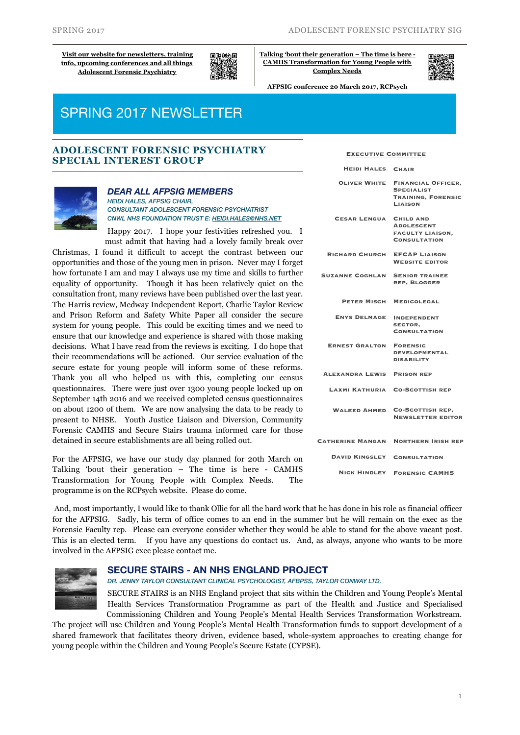**Visit our website for newsletters, training info, upcoming conferences and all things Adolescent Forensic Psychiatry**

**Talking 'bout their generation – The time is here - CAMHS Transformation for Young People with Complex Needs**

**AFPSIG conference 20 March 2017, RCPsych**

# SPRING 2017 NEWSLETTER

## ADOLESCENT FORENSIC PSYCHIATRY SPECIAL INTEREST GROUP

### *DEAR ALL AFPSIG MEMBERS*

*HEIDI HALES, AFPSIG CHAIR,*
*CONSULTANT ADOLESCENT FORENSIC PSYCHIATRIST*
*CNWL NHS FOUNDATION TRUST E: HEIDI.HALES@NHS.NET*

Happy 2017. I hope your festivities refreshed you. I must admit that having had a lovely family break over Christmas, I found it difficult to accept the contrast between our opportunities and those of the young men in prison. Never may I forget how fortunate I am and may I always use my time and skills to further equality of opportunity. Though it has been relatively quiet on the consultation front, many reviews have been published over the last year. The Harris review, Medway Independent Report, Charlie Taylor Review and Prison Reform and Safety White Paper all consider the secure system for young people. This could be exciting times and we need to ensure that our knowledge and experience is shared with those making decisions. What I have read from the reviews is exciting. I do hope that their recommendations will be actioned. Our service evaluation of the secure estate for young people will inform some of these reforms. Thank you all who helped us with this, completing our census questionnaires. There were just over 1300 young people locked up on September 14th 2016 and we received completed census questionnaires on about 1200 of them. We are now analysing the data to be ready to present to NHSE. Youth Justice Liaison and Diversion, Community Forensic CAMHS and Secure Stairs trauma informed care for those detained in secure establishments are all being rolled out.

For the AFPSIG, we have our study day planned for 20th March on Talking 'bout their generation – The time is here - CAMHS Transformation for Young People with Complex Needs. The programme is on the RCPsych website. Please do come.

And, most importantly, I would like to thank Ollie for all the hard work that he has done in his role as financial officer for the AFPSIG. Sadly, his term of office comes to an end in the summer but he will remain on the exec as the Forensic Faculty rep. Please can everyone consider whether they would be able to stand for the above vacant post. This is an elected term. If you have any questions do contact us. And, as always, anyone who wants to be more involved in the AFPSIG exec please contact me.

### EXECUTIVE COMMITTEE

| | |
|---|---|
| Heidi Hales | Chair |
| Oliver White | Financial Officer, Specialist Training, Forensic Liaison |
| Cesar Lengua | Child and Adolescent Faculty Liaison, Consultation |
| Richard Church | EFCAP Liaison Website Editor |
| Suzanne Coghlan | Senior Trainee Rep, Blogger |
| Peter Misch | Medicolegal |
| Enys Delmage | Independent Sector, Consultation |
| Ernest Gralton | Forensic Developmental Disability |
| Alexandra Lewis | Prison Rep |
| Laxmi Kathuria | Co-Scottish Rep |
| Waleed Ahmed | Co-Scottish Rep, Newsletter Editor |
| Catherine Mangan | Northern Irish Rep |
| David Kingsley | Consultation |
| Nick Hindley | Forensic CAMHS |

### SECURE STAIRS - AN NHS ENGLAND PROJECT

*DR. JENNY TAYLOR CONSULTANT CLINICAL PSYCHOLOGIST, AFBPSS, TAYLOR CONWAY LTD.*

SECURE STAIRS is an NHS England project that sits within the Children and Young People's Mental Health Services Transformation Programme as part of the Health and Justice and Specialised Commissioning Children and Young People's Mental Health Services Transformation Workstream. The project will use Children and Young People's Mental Health Transformation funds to support development of a shared framework that facilitates theory driven, evidence based, whole-system approaches to creating change for young people within the Children and Young People's Secure Estate (CYPSE).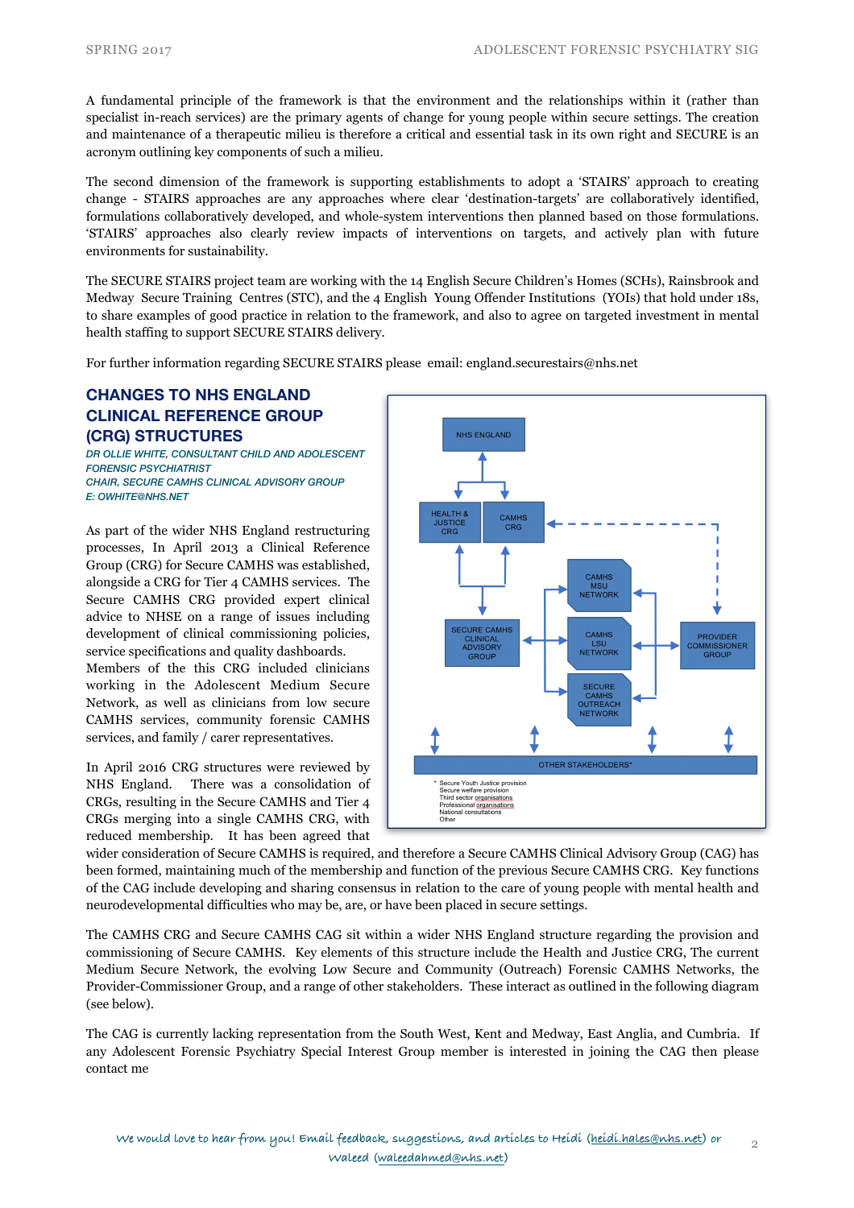A fundamental principle of the framework is that the environment and the relationships within it (rather than specialist in-reach services) are the primary agents of change for young people within secure settings. The creation and maintenance of a therapeutic milieu is therefore a critical and essential task in its own right and SECURE is an acronym outlining key components of such a milieu.

The second dimension of the framework is supporting establishments to adopt a 'STAIRS' approach to creating change - STAIRS approaches are any approaches where clear 'destination-targets' are collaboratively identified, formulations collaboratively developed, and whole-system interventions then planned based on those formulations. 'STAIRS' approaches also clearly review impacts of interventions on targets, and actively plan with future environments for sustainability.

The SECURE STAIRS project team are working with the 14 English Secure Children's Homes (SCHs), Rainsbrook and Medway Secure Training Centres (STC), and the 4 English Young Offender Institutions (YOIs) that hold under 18s, to share examples of good practice in relation to the framework, and also to agree on targeted investment in mental health staffing to support SECURE STAIRS delivery.

For further information regarding SECURE STAIRS please email: england.securestairs@nhs.net

## CHANGES TO NHS ENGLAND CLINICAL REFERENCE GROUP (CRG) STRUCTURES

*DR OLLIE WHITE, CONSULTANT CHILD AND ADOLESCENT FORENSIC PSYCHIATRIST*
*CHAIR, SECURE CAMHS CLINICAL ADVISORY GROUP*
*E: OWHITE@NHS.NET*

As part of the wider NHS England restructuring processes, In April 2013 a Clinical Reference Group (CRG) for Secure CAMHS was established, alongside a CRG for Tier 4 CAMHS services. The Secure CAMHS CRG provided expert clinical advice to NHSE on a range of issues including development of clinical commissioning policies, service specifications and quality dashboards. Members of the this CRG included clinicians working in the Adolescent Medium Secure Network, as well as clinicians from low secure CAMHS services, community forensic CAMHS services, and family / carer representatives.

In April 2016 CRG structures were reviewed by NHS England. There was a consolidation of CRGs, resulting in the Secure CAMHS and Tier 4 CRGs merging into a single CAMHS CRG, with reduced membership. It has been agreed that wider consideration of Secure CAMHS is required, and therefore a Secure CAMHS Clinical Advisory Group (CAG) has been formed, maintaining much of the membership and function of the previous Secure CAMHS CRG. Key functions of the CAG include developing and sharing consensus in relation to the care of young people with mental health and neurodevelopmental difficulties who may be, are, or have been placed in secure settings.

NHS ENGLAND
HEALTH & JUSTICE CRG
CAMHS CRG
CAMHS MSU NETWORK
SECURE CAMHS CLINICAL ADVISORY GROUP
CAMHS LSU NETWORK
PROVIDER COMMISSIONER GROUP
SECURE CAMHS OUTREACH NETWORK
OTHER STAKEHOLDERS*

\* Secure Youth Justice provision
Secure welfare provision
Third sector organisations
Professional organisations
National consultations
Other

The CAMHS CRG and Secure CAMHS CAG sit within a wider NHS England structure regarding the provision and commissioning of Secure CAMHS. Key elements of this structure include the Health and Justice CRG, The current Medium Secure Network, the evolving Low Secure and Community (Outreach) Forensic CAMHS Networks, the Provider-Commissioner Group, and a range of other stakeholders. These interact as outlined in the following diagram (see below).

The CAG is currently lacking representation from the South West, Kent and Medway, East Anglia, and Cumbria. If any Adolescent Forensic Psychiatry Special Interest Group member is interested in joining the CAG then please contact me

*We would love to hear from you! Email feedback, suggestions, and articles to Heidi (heidi.hales@nhs.net) or Waleed (waleedahmed@nhs.net)*